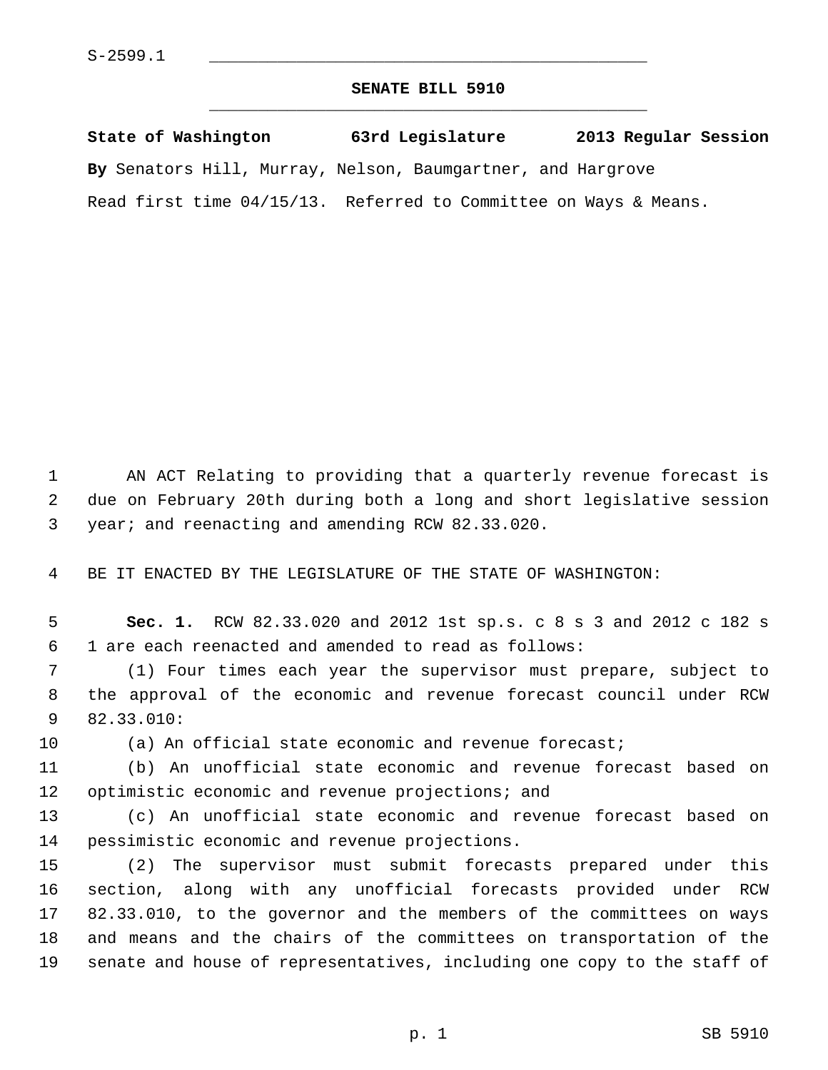S-2599.1

## SENATE BILL 5910

**State of Washington 63rd Legislature 2013 Regular Session**

**By** Senators Hill, Murray, Nelson, Baumgartner, and Hargrove

Read first time 04/15/13. Referred to Committee on Ways & Means.

AN ACT Relating to providing that a quarterly revenue forecast is due on February 20th during both a long and short legislative session year; and reenacting and amending RCW 82.33.020.

BE IT ENACTED BY THE LEGISLATURE OF THE STATE OF WASHINGTON:

**Sec. 1.** RCW 82.33.020 and 2012 1st sp.s. c 8 s 3 and 2012 c 182 s 1 are each reenacted and amended to read as follows:

(1) Four times each year the supervisor must prepare, subject to the approval of the economic and revenue forecast council under RCW 82.33.010:

(a) An official state economic and revenue forecast;

(b) An unofficial state economic and revenue forecast based on optimistic economic and revenue projections; and

(c) An unofficial state economic and revenue forecast based on pessimistic economic and revenue projections.

(2) The supervisor must submit forecasts prepared under this section, along with any unofficial forecasts provided under RCW 82.33.010, to the governor and the members of the committees on ways and means and the chairs of the committees on transportation of the senate and house of representatives, including one copy to the staff of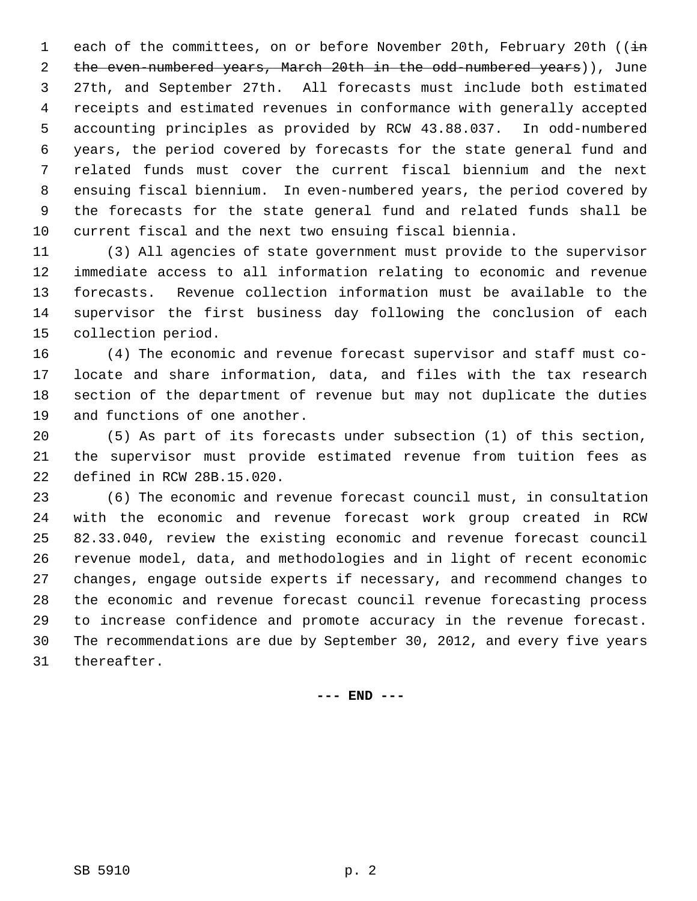each of the committees, on or before November 20th, February 20th ((~~in the even-numbered years, March 20th in the odd-numbered years~~)), June 27th, and September 27th. All forecasts must include both estimated receipts and estimated revenues in conformance with generally accepted accounting principles as provided by RCW 43.88.037. In odd-numbered years, the period covered by forecasts for the state general fund and related funds must cover the current fiscal biennium and the next ensuing fiscal biennium. In even-numbered years, the period covered by the forecasts for the state general fund and related funds shall be current fiscal and the next two ensuing fiscal biennia.

(3) All agencies of state government must provide to the supervisor immediate access to all information relating to economic and revenue forecasts. Revenue collection information must be available to the supervisor the first business day following the conclusion of each collection period.

(4) The economic and revenue forecast supervisor and staff must co-locate and share information, data, and files with the tax research section of the department of revenue but may not duplicate the duties and functions of one another.

(5) As part of its forecasts under subsection (1) of this section, the supervisor must provide estimated revenue from tuition fees as defined in RCW 28B.15.020.

(6) The economic and revenue forecast council must, in consultation with the economic and revenue forecast work group created in RCW 82.33.040, review the existing economic and revenue forecast council revenue model, data, and methodologies and in light of recent economic changes, engage outside experts if necessary, and recommend changes to the economic and revenue forecast council revenue forecasting process to increase confidence and promote accuracy in the revenue forecast. The recommendations are due by September 30, 2012, and every five years thereafter.

**--- END ---**